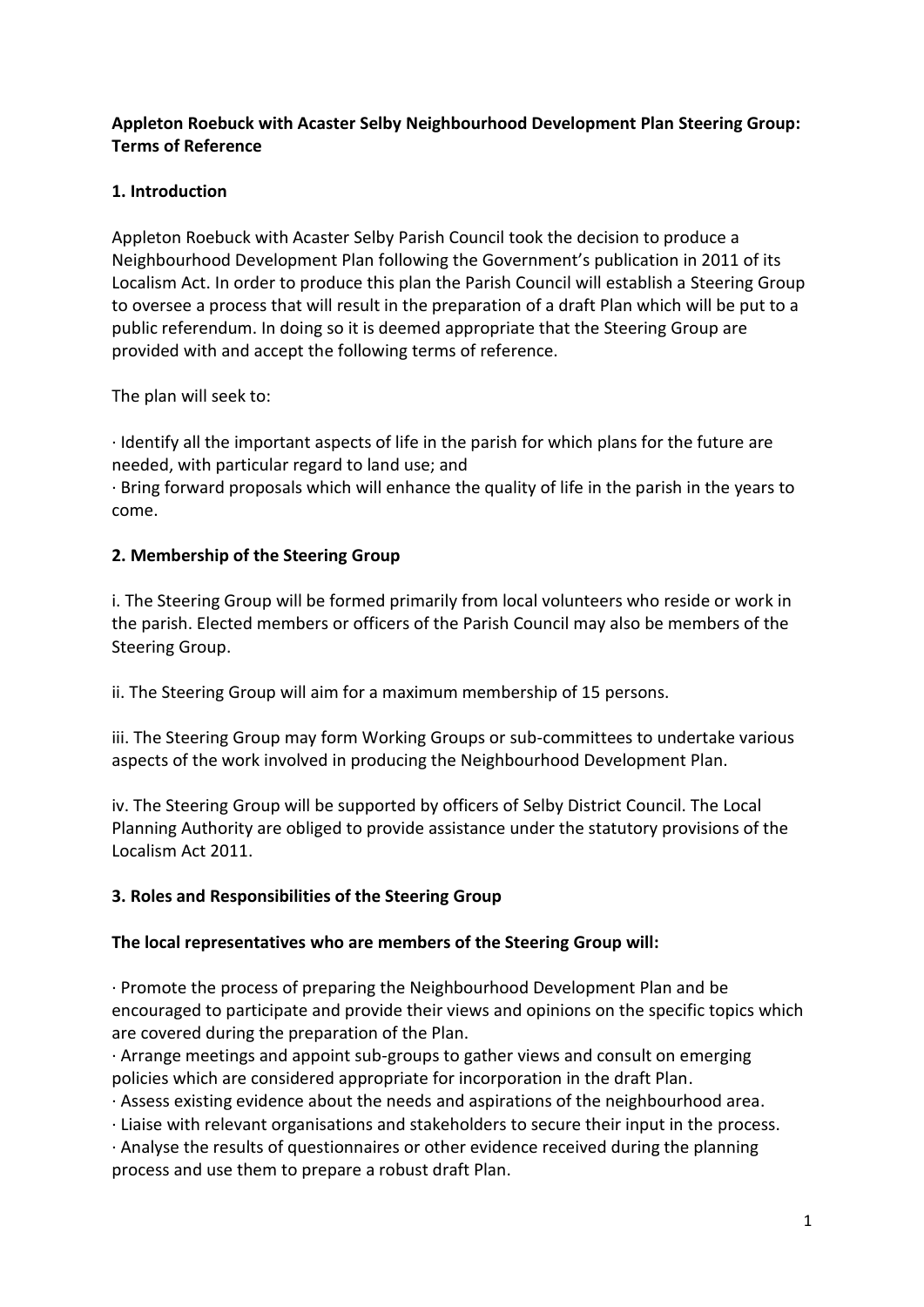**Appleton Roebuck with Acaster Selby Neighbourhood Development Plan Steering Group: Terms of Reference**

## 1. Introduction

Appleton Roebuck with Acaster Selby Parish Council took the decision to produce a Neighbourhood Development Plan following the Government's publication in 2011 of its Localism Act. In order to produce this plan the Parish Council will establish a Steering Group to oversee a process that will result in the preparation of a draft Plan which will be put to a public referendum. In doing so it is deemed appropriate that the Steering Group are provided with and accept the following terms of reference.

The plan will seek to:

· Identify all the important aspects of life in the parish for which plans for the future are needed, with particular regard to land use; and
· Bring forward proposals which will enhance the quality of life in the parish in the years to come.

## 2. Membership of the Steering Group

i. The Steering Group will be formed primarily from local volunteers who reside or work in the parish. Elected members or officers of the Parish Council may also be members of the Steering Group.

ii. The Steering Group will aim for a maximum membership of 15 persons.

iii. The Steering Group may form Working Groups or sub-committees to undertake various aspects of the work involved in producing the Neighbourhood Development Plan.

iv. The Steering Group will be supported by officers of Selby District Council. The Local Planning Authority are obliged to provide assistance under the statutory provisions of the Localism Act 2011.

## 3. Roles and Responsibilities of the Steering Group

**The local representatives who are members of the Steering Group will:**

· Promote the process of preparing the Neighbourhood Development Plan and be encouraged to participate and provide their views and opinions on the specific topics which are covered during the preparation of the Plan.
· Arrange meetings and appoint sub-groups to gather views and consult on emerging policies which are considered appropriate for incorporation in the draft Plan.
· Assess existing evidence about the needs and aspirations of the neighbourhood area.
· Liaise with relevant organisations and stakeholders to secure their input in the process.
· Analyse the results of questionnaires or other evidence received during the planning process and use them to prepare a robust draft Plan.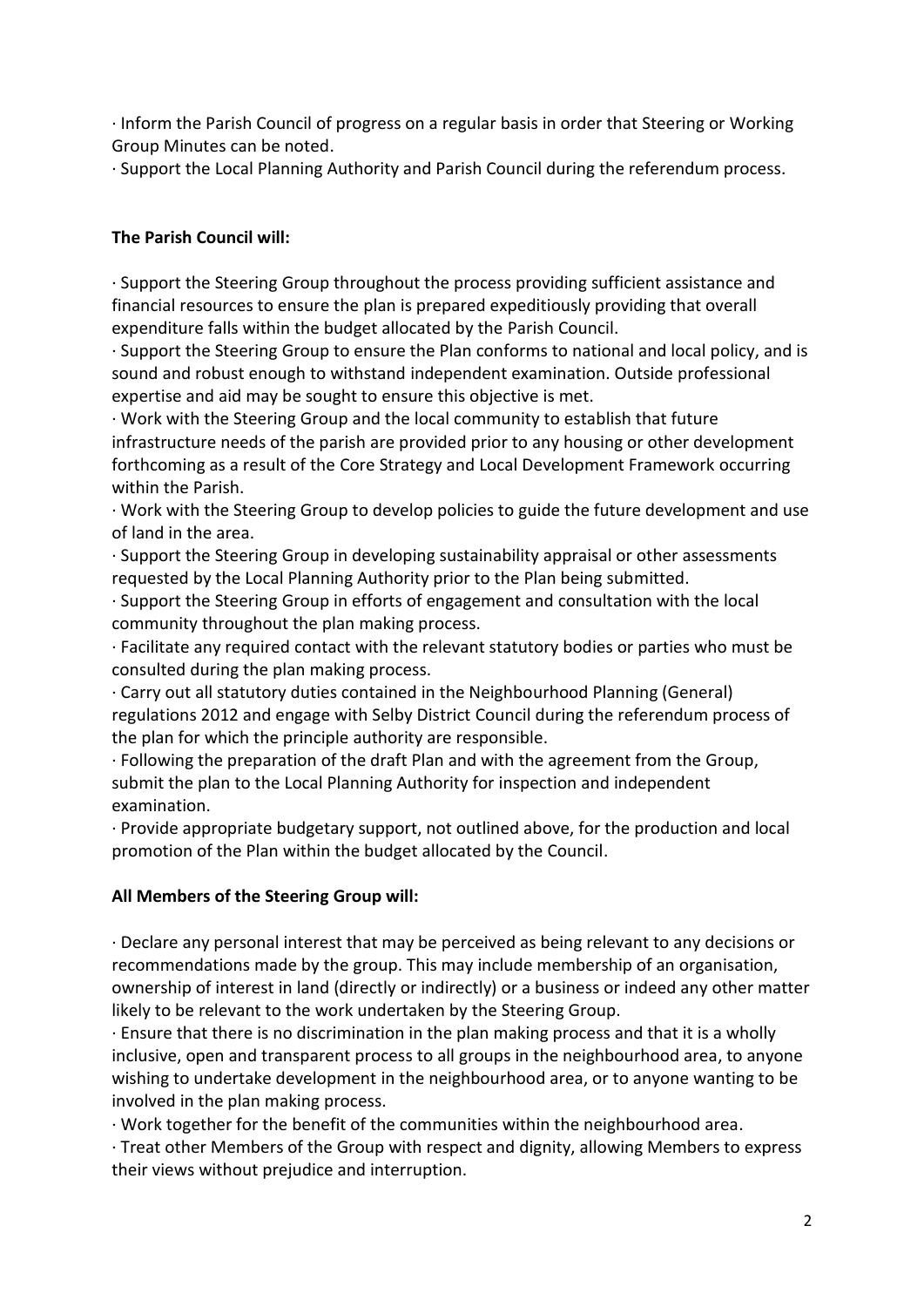· Inform the Parish Council of progress on a regular basis in order that Steering or Working Group Minutes can be noted.
· Support the Local Planning Authority and Parish Council during the referendum process.

**The Parish Council will:**

· Support the Steering Group throughout the process providing sufficient assistance and financial resources to ensure the plan is prepared expeditiously providing that overall expenditure falls within the budget allocated by the Parish Council.
· Support the Steering Group to ensure the Plan conforms to national and local policy, and is sound and robust enough to withstand independent examination. Outside professional expertise and aid may be sought to ensure this objective is met.
· Work with the Steering Group and the local community to establish that future infrastructure needs of the parish are provided prior to any housing or other development forthcoming as a result of the Core Strategy and Local Development Framework occurring within the Parish.
· Work with the Steering Group to develop policies to guide the future development and use of land in the area.
· Support the Steering Group in developing sustainability appraisal or other assessments requested by the Local Planning Authority prior to the Plan being submitted.
· Support the Steering Group in efforts of engagement and consultation with the local community throughout the plan making process.
· Facilitate any required contact with the relevant statutory bodies or parties who must be consulted during the plan making process.
· Carry out all statutory duties contained in the Neighbourhood Planning (General) regulations 2012 and engage with Selby District Council during the referendum process of the plan for which the principle authority are responsible.
· Following the preparation of the draft Plan and with the agreement from the Group, submit the plan to the Local Planning Authority for inspection and independent examination.
· Provide appropriate budgetary support, not outlined above, for the production and local promotion of the Plan within the budget allocated by the Council.

**All Members of the Steering Group will:**

· Declare any personal interest that may be perceived as being relevant to any decisions or recommendations made by the group. This may include membership of an organisation, ownership of interest in land (directly or indirectly) or a business or indeed any other matter likely to be relevant to the work undertaken by the Steering Group.
· Ensure that there is no discrimination in the plan making process and that it is a wholly inclusive, open and transparent process to all groups in the neighbourhood area, to anyone wishing to undertake development in the neighbourhood area, or to anyone wanting to be involved in the plan making process.
· Work together for the benefit of the communities within the neighbourhood area.
· Treat other Members of the Group with respect and dignity, allowing Members to express their views without prejudice and interruption.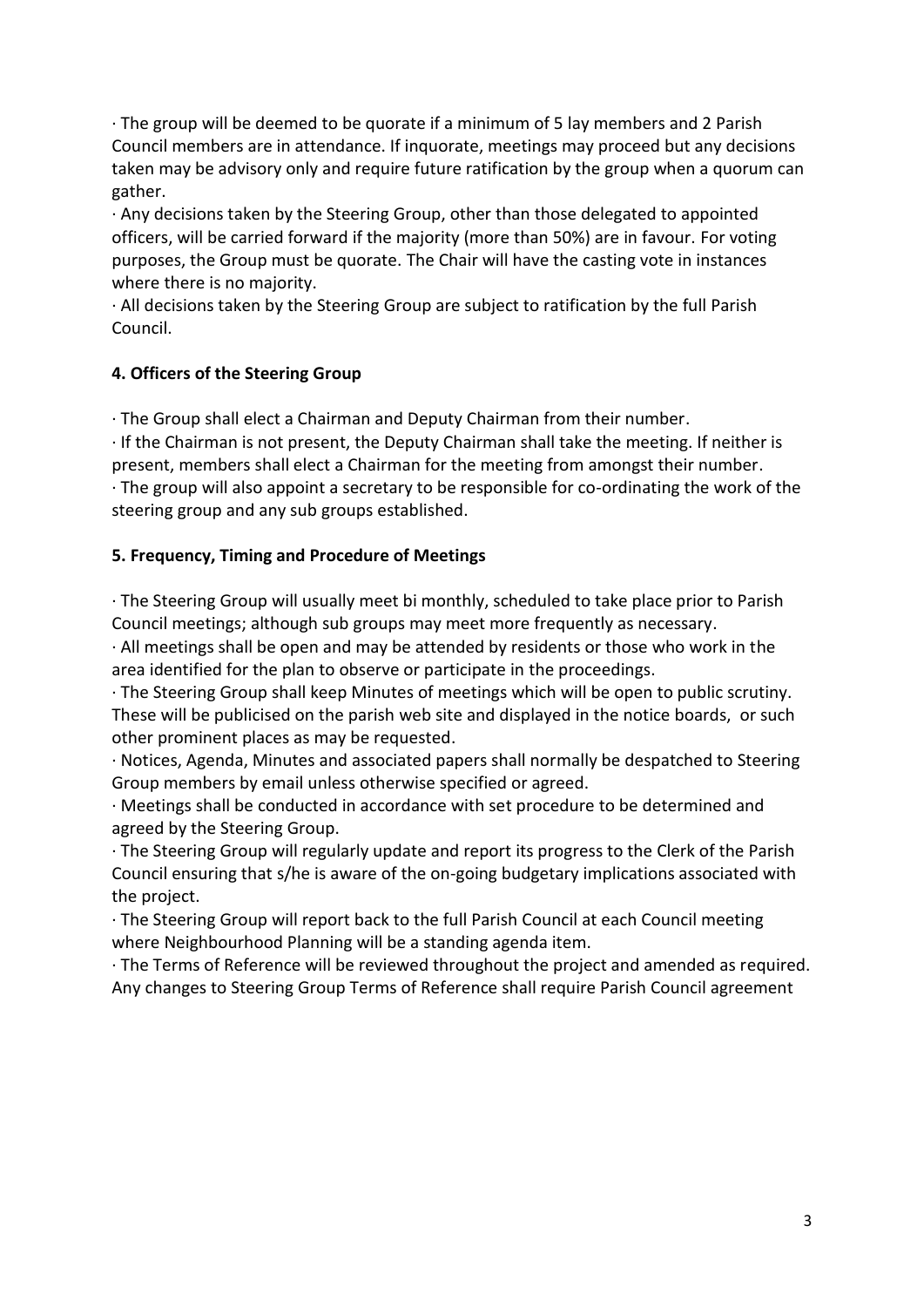· The group will be deemed to be quorate if a minimum of 5 lay members and 2 Parish Council members are in attendance. If inquorate, meetings may proceed but any decisions taken may be advisory only and require future ratification by the group when a quorum can gather.

· Any decisions taken by the Steering Group, other than those delegated to appointed officers, will be carried forward if the majority (more than 50%) are in favour. For voting purposes, the Group must be quorate. The Chair will have the casting vote in instances where there is no majority.

· All decisions taken by the Steering Group are subject to ratification by the full Parish Council.

**4. Officers of the Steering Group**

· The Group shall elect a Chairman and Deputy Chairman from their number.

· If the Chairman is not present, the Deputy Chairman shall take the meeting. If neither is present, members shall elect a Chairman for the meeting from amongst their number.

· The group will also appoint a secretary to be responsible for co-ordinating the work of the steering group and any sub groups established.

**5. Frequency, Timing and Procedure of Meetings**

· The Steering Group will usually meet bi monthly, scheduled to take place prior to Parish Council meetings; although sub groups may meet more frequently as necessary.

· All meetings shall be open and may be attended by residents or those who work in the area identified for the plan to observe or participate in the proceedings.

· The Steering Group shall keep Minutes of meetings which will be open to public scrutiny. These will be publicised on the parish web site and displayed in the notice boards, or such other prominent places as may be requested.

· Notices, Agenda, Minutes and associated papers shall normally be despatched to Steering Group members by email unless otherwise specified or agreed.

· Meetings shall be conducted in accordance with set procedure to be determined and agreed by the Steering Group.

· The Steering Group will regularly update and report its progress to the Clerk of the Parish Council ensuring that s/he is aware of the on-going budgetary implications associated with the project.

· The Steering Group will report back to the full Parish Council at each Council meeting where Neighbourhood Planning will be a standing agenda item.

· The Terms of Reference will be reviewed throughout the project and amended as required. Any changes to Steering Group Terms of Reference shall require Parish Council agreement